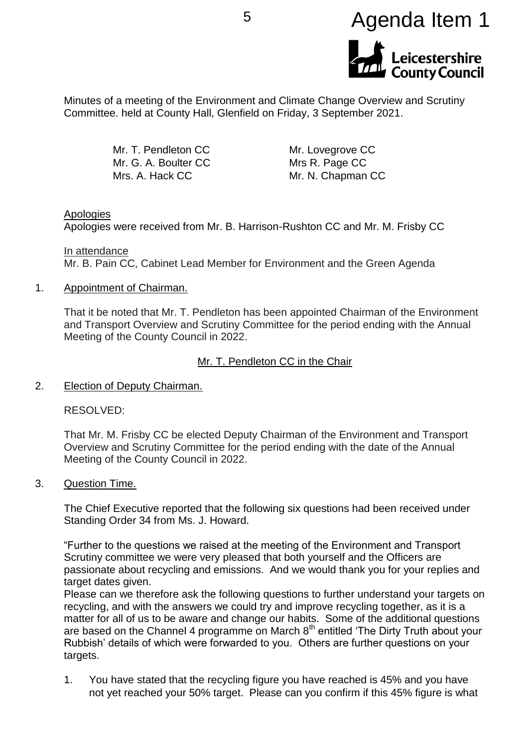Agenda Item 1

Minutes of a meeting of the Environment and Climate Change Overview and Scrutiny Committee. held at County Hall, Glenfield on Friday, 3 September 2021.

Mr. T. Pendleton CC
Mr. G. A. Boulter CC
Mrs. A. Hack CC
Mr. Lovegrove CC
Mrs R. Page CC
Mr. N. Chapman CC

Apologies

Apologies were received from Mr. B. Harrison-Rushton CC and Mr. M. Frisby CC

In attendance

Mr. B. Pain CC, Cabinet Lead Member for Environment and the Green Agenda

1. Appointment of Chairman.

That it be noted that Mr. T. Pendleton has been appointed Chairman of the Environment and Transport Overview and Scrutiny Committee for the period ending with the Annual Meeting of the County Council in 2022.

Mr. T. Pendleton CC in the Chair

2. Election of Deputy Chairman.

RESOLVED:

That Mr. M. Frisby CC be elected Deputy Chairman of the Environment and Transport Overview and Scrutiny Committee for the period ending with the date of the Annual Meeting of the County Council in 2022.

3. Question Time.

The Chief Executive reported that the following six questions had been received under Standing Order 34 from Ms. J. Howard.

"Further to the questions we raised at the meeting of the Environment and Transport Scrutiny committee we were very pleased that both yourself and the Officers are passionate about recycling and emissions. And we would thank you for your replies and target dates given.

Please can we therefore ask the following questions to further understand your targets on recycling, and with the answers we could try and improve recycling together, as it is a matter for all of us to be aware and change our habits. Some of the additional questions are based on the Channel 4 programme on March 8th entitled 'The Dirty Truth about your Rubbish' details of which were forwarded to you. Others are further questions on your targets.

1. You have stated that the recycling figure you have reached is 45% and you have not yet reached your 50% target. Please can you confirm if this 45% figure is what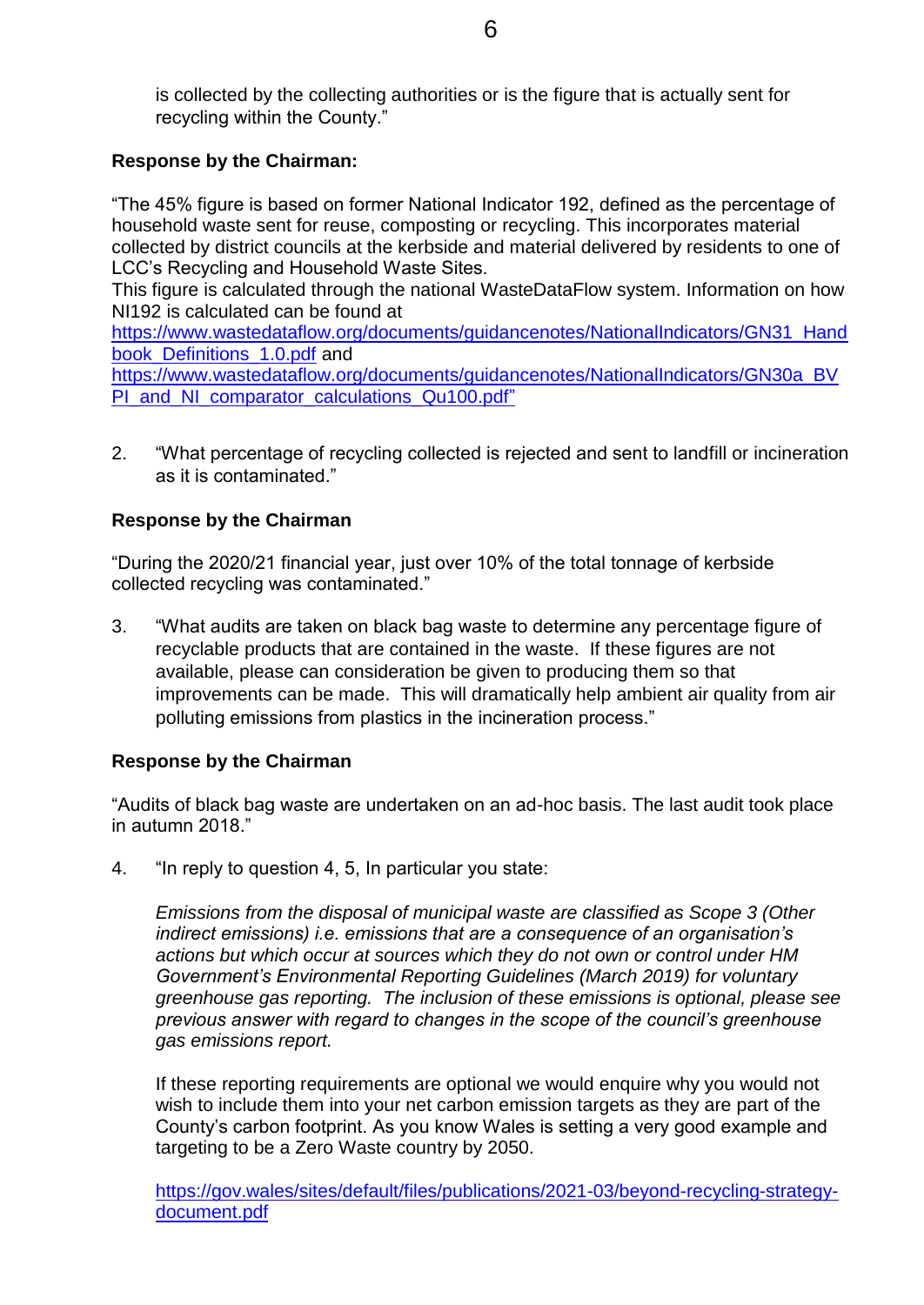is collected by the collecting authorities or is the figure that is actually sent for recycling within the County."

**Response by the Chairman:**

"The 45% figure is based on former National Indicator 192, defined as the percentage of household waste sent for reuse, composting or recycling. This incorporates material collected by district councils at the kerbside and material delivered by residents to one of LCC's Recycling and Household Waste Sites.
This figure is calculated through the national WasteDataFlow system. Information on how NI192 is calculated can be found at
https://www.wastedataflow.org/documents/guidancenotes/NationalIndicators/GN31_Handbook_Definitions_1.0.pdf and
https://www.wastedataflow.org/documents/guidancenotes/NationalIndicators/GN30a_BVPI_and_NI_comparator_calculations_Qu100.pdf"

2. "What percentage of recycling collected is rejected and sent to landfill or incineration as it is contaminated."

**Response by the Chairman**

"During the 2020/21 financial year, just over 10% of the total tonnage of kerbside collected recycling was contaminated."

3. "What audits are taken on black bag waste to determine any percentage figure of recyclable products that are contained in the waste. If these figures are not available, please can consideration be given to producing them so that improvements can be made. This will dramatically help ambient air quality from air polluting emissions from plastics in the incineration process."

**Response by the Chairman**

"Audits of black bag waste are undertaken on an ad-hoc basis. The last audit took place in autumn 2018."

4. "In reply to question 4, 5, In particular you state:

   *Emissions from the disposal of municipal waste are classified as Scope 3 (Other indirect emissions) i.e. emissions that are a consequence of an organisation's actions but which occur at sources which they do not own or control under HM Government's Environmental Reporting Guidelines (March 2019) for voluntary greenhouse gas reporting. The inclusion of these emissions is optional, please see previous answer with regard to changes in the scope of the council's greenhouse gas emissions report.*

   If these reporting requirements are optional we would enquire why you would not wish to include them into your net carbon emission targets as they are part of the County's carbon footprint. As you know Wales is setting a very good example and targeting to be a Zero Waste country by 2050.

   https://gov.wales/sites/default/files/publications/2021-03/beyond-recycling-strategy-document.pdf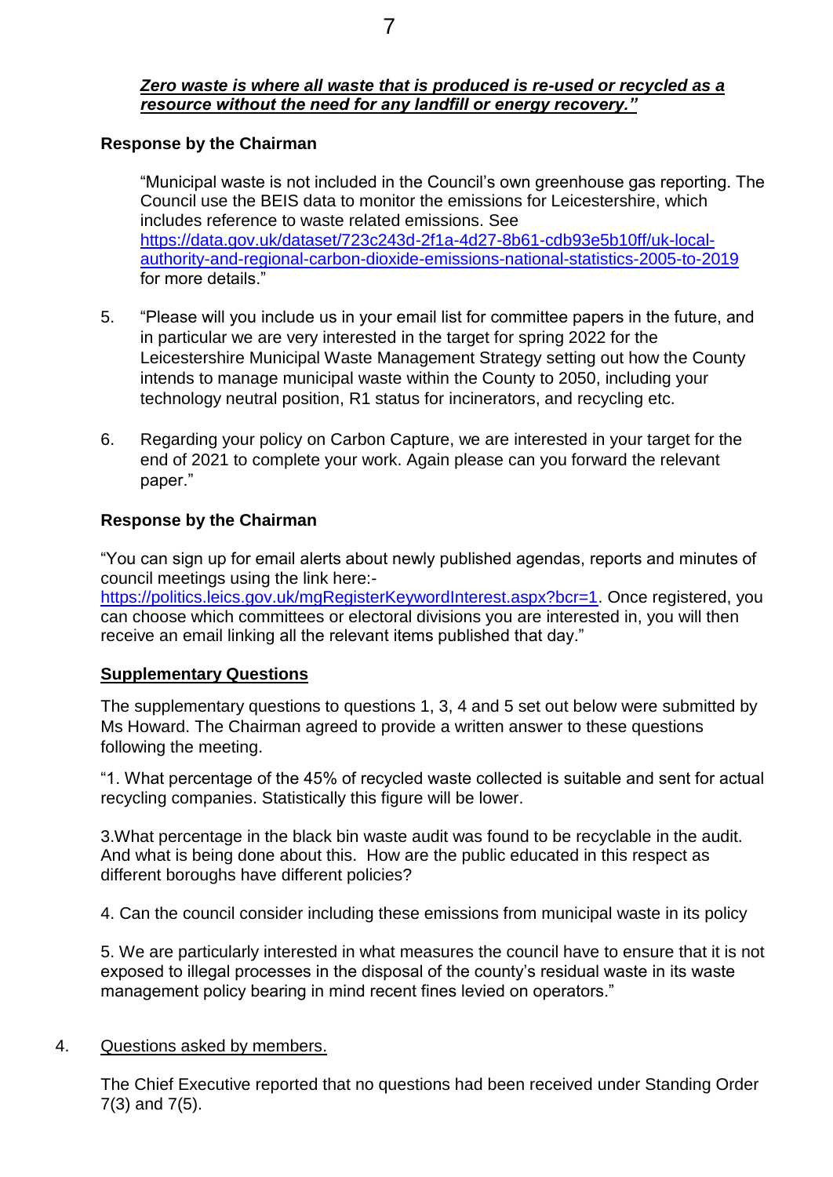***<u>Zero waste is where all waste that is produced is re-used or recycled as a resource without the need for any landfill or energy recovery."</u>***

**Response by the Chairman**

"Municipal waste is not included in the Council's own greenhouse gas reporting. The Council use the BEIS data to monitor the emissions for Leicestershire, which includes reference to waste related emissions. See https://data.gov.uk/dataset/723c243d-2f1a-4d27-8b61-cdb93e5b10ff/uk-local-authority-and-regional-carbon-dioxide-emissions-national-statistics-2005-to-2019 for more details."

5. "Please will you include us in your email list for committee papers in the future, and in particular we are very interested in the target for spring 2022 for the Leicestershire Municipal Waste Management Strategy setting out how the County intends to manage municipal waste within the County to 2050, including your technology neutral position, R1 status for incinerators, and recycling etc.

6. Regarding your policy on Carbon Capture, we are interested in your target for the end of 2021 to complete your work. Again please can you forward the relevant paper."

**Response by the Chairman**

"You can sign up for email alerts about newly published agendas, reports and minutes of council meetings using the link here:- https://politics.leics.gov.uk/mgRegisterKeywordInterest.aspx?bcr=1. Once registered, you can choose which committees or electoral divisions you are interested in, you will then receive an email linking all the relevant items published that day."

**<u>Supplementary Questions</u>**

The supplementary questions to questions 1, 3, 4 and 5 set out below were submitted by Ms Howard. The Chairman agreed to provide a written answer to these questions following the meeting.

"1. What percentage of the 45% of recycled waste collected is suitable and sent for actual recycling companies. Statistically this figure will be lower.

3.What percentage in the black bin waste audit was found to be recyclable in the audit. And what is being done about this. How are the public educated in this respect as different boroughs have different policies?

4. Can the council consider including these emissions from municipal waste in its policy

5. We are particularly interested in what measures the council have to ensure that it is not exposed to illegal processes in the disposal of the county's residual waste in its waste management policy bearing in mind recent fines levied on operators."

4. <u>Questions asked by members.</u>

The Chief Executive reported that no questions had been received under Standing Order 7(3) and 7(5).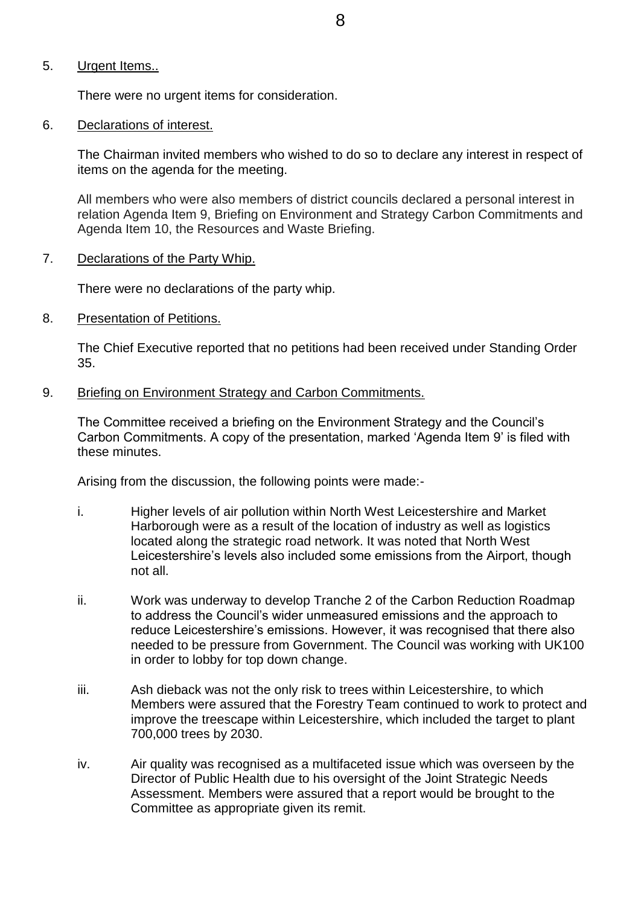5. Urgent Items..

   There were no urgent items for consideration.

6. Declarations of interest.

   The Chairman invited members who wished to do so to declare any interest in respect of items on the agenda for the meeting.

   All members who were also members of district councils declared a personal interest in relation Agenda Item 9, Briefing on Environment and Strategy Carbon Commitments and Agenda Item 10, the Resources and Waste Briefing.

7. Declarations of the Party Whip.

   There were no declarations of the party whip.

8. Presentation of Petitions.

   The Chief Executive reported that no petitions had been received under Standing Order 35.

9. Briefing on Environment Strategy and Carbon Commitments.

   The Committee received a briefing on the Environment Strategy and the Council's Carbon Commitments. A copy of the presentation, marked 'Agenda Item 9' is filed with these minutes.

   Arising from the discussion, the following points were made:-

   i. Higher levels of air pollution within North West Leicestershire and Market Harborough were as a result of the location of industry as well as logistics located along the strategic road network. It was noted that North West Leicestershire's levels also included some emissions from the Airport, though not all.

   ii. Work was underway to develop Tranche 2 of the Carbon Reduction Roadmap to address the Council's wider unmeasured emissions and the approach to reduce Leicestershire's emissions. However, it was recognised that there also needed to be pressure from Government. The Council was working with UK100 in order to lobby for top down change.

   iii. Ash dieback was not the only risk to trees within Leicestershire, to which Members were assured that the Forestry Team continued to work to protect and improve the treescape within Leicestershire, which included the target to plant 700,000 trees by 2030.

   iv. Air quality was recognised as a multifaceted issue which was overseen by the Director of Public Health due to his oversight of the Joint Strategic Needs Assessment. Members were assured that a report would be brought to the Committee as appropriate given its remit.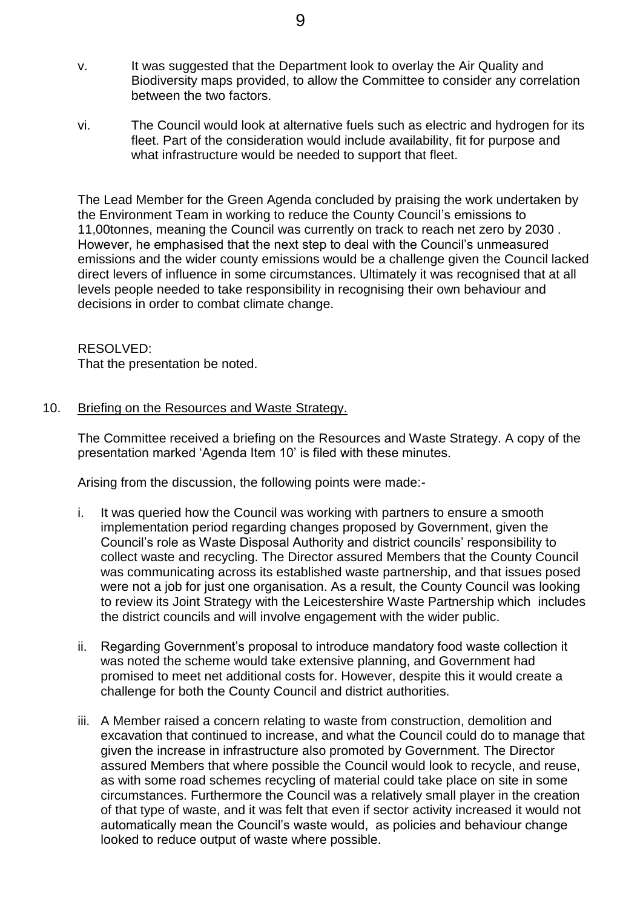v. It was suggested that the Department look to overlay the Air Quality and Biodiversity maps provided, to allow the Committee to consider any correlation between the two factors.

vi. The Council would look at alternative fuels such as electric and hydrogen for its fleet. Part of the consideration would include availability, fit for purpose and what infrastructure would be needed to support that fleet.

The Lead Member for the Green Agenda concluded by praising the work undertaken by the Environment Team in working to reduce the County Council's emissions to 11,00tonnes, meaning the Council was currently on track to reach net zero by 2030 . However, he emphasised that the next step to deal with the Council's unmeasured emissions and the wider county emissions would be a challenge given the Council lacked direct levers of influence in some circumstances. Ultimately it was recognised that at all levels people needed to take responsibility in recognising their own behaviour and decisions in order to combat climate change.

RESOLVED:
That the presentation be noted.

10. <u>Briefing on the Resources and Waste Strategy.</u>

The Committee received a briefing on the Resources and Waste Strategy. A copy of the presentation marked 'Agenda Item 10' is filed with these minutes.

Arising from the discussion, the following points were made:-

i. It was queried how the Council was working with partners to ensure a smooth implementation period regarding changes proposed by Government, given the Council's role as Waste Disposal Authority and district councils' responsibility to collect waste and recycling. The Director assured Members that the County Council was communicating across its established waste partnership, and that issues posed were not a job for just one organisation. As a result, the County Council was looking to review its Joint Strategy with the Leicestershire Waste Partnership which includes the district councils and will involve engagement with the wider public.

ii. Regarding Government's proposal to introduce mandatory food waste collection it was noted the scheme would take extensive planning, and Government had promised to meet net additional costs for. However, despite this it would create a challenge for both the County Council and district authorities.

iii. A Member raised a concern relating to waste from construction, demolition and excavation that continued to increase, and what the Council could do to manage that given the increase in infrastructure also promoted by Government. The Director assured Members that where possible the Council would look to recycle, and reuse, as with some road schemes recycling of material could take place on site in some circumstances. Furthermore the Council was a relatively small player in the creation of that type of waste, and it was felt that even if sector activity increased it would not automatically mean the Council's waste would, as policies and behaviour change looked to reduce output of waste where possible.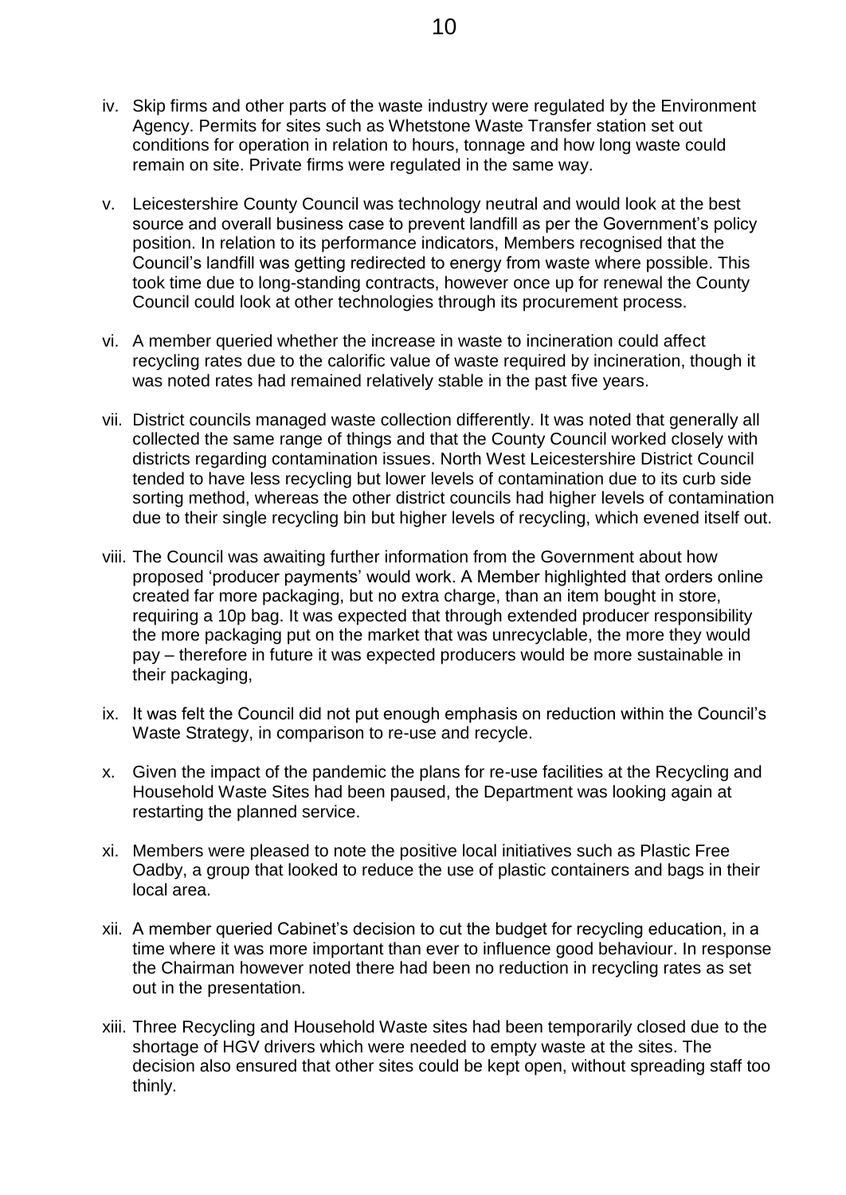iv. Skip firms and other parts of the waste industry were regulated by the Environment Agency. Permits for sites such as Whetstone Waste Transfer station set out conditions for operation in relation to hours, tonnage and how long waste could remain on site. Private firms were regulated in the same way.

v. Leicestershire County Council was technology neutral and would look at the best source and overall business case to prevent landfill as per the Government's policy position. In relation to its performance indicators, Members recognised that the Council's landfill was getting redirected to energy from waste where possible. This took time due to long-standing contracts, however once up for renewal the County Council could look at other technologies through its procurement process.

vi. A member queried whether the increase in waste to incineration could affect recycling rates due to the calorific value of waste required by incineration, though it was noted rates had remained relatively stable in the past five years.

vii. District councils managed waste collection differently. It was noted that generally all collected the same range of things and that the County Council worked closely with districts regarding contamination issues. North West Leicestershire District Council tended to have less recycling but lower levels of contamination due to its curb side sorting method, whereas the other district councils had higher levels of contamination due to their single recycling bin but higher levels of recycling, which evened itself out.

viii. The Council was awaiting further information from the Government about how proposed 'producer payments' would work. A Member highlighted that orders online created far more packaging, but no extra charge, than an item bought in store, requiring a 10p bag. It was expected that through extended producer responsibility the more packaging put on the market that was unrecyclable, the more they would pay – therefore in future it was expected producers would be more sustainable in their packaging,

ix. It was felt the Council did not put enough emphasis on reduction within the Council's Waste Strategy, in comparison to re-use and recycle.

x. Given the impact of the pandemic the plans for re-use facilities at the Recycling and Household Waste Sites had been paused, the Department was looking again at restarting the planned service.

xi. Members were pleased to note the positive local initiatives such as Plastic Free Oadby, a group that looked to reduce the use of plastic containers and bags in their local area.

xii. A member queried Cabinet's decision to cut the budget for recycling education, in a time where it was more important than ever to influence good behaviour. In response the Chairman however noted there had been no reduction in recycling rates as set out in the presentation.

xiii. Three Recycling and Household Waste sites had been temporarily closed due to the shortage of HGV drivers which were needed to empty waste at the sites. The decision also ensured that other sites could be kept open, without spreading staff too thinly.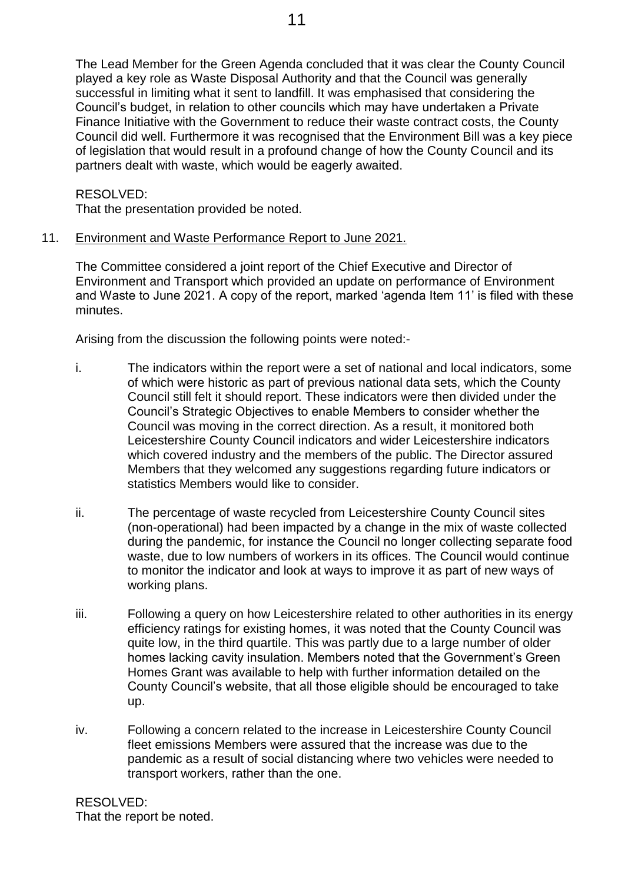The Lead Member for the Green Agenda concluded that it was clear the County Council played a key role as Waste Disposal Authority and that the Council was generally successful in limiting what it sent to landfill. It was emphasised that considering the Council's budget, in relation to other councils which may have undertaken a Private Finance Initiative with the Government to reduce their waste contract costs, the County Council did well. Furthermore it was recognised that the Environment Bill was a key piece of legislation that would result in a profound change of how the County Council and its partners dealt with waste, which would be eagerly awaited.

RESOLVED:
That the presentation provided be noted.

11. Environment and Waste Performance Report to June 2021.

The Committee considered a joint report of the Chief Executive and Director of Environment and Transport which provided an update on performance of Environment and Waste to June 2021. A copy of the report, marked 'agenda Item 11' is filed with these minutes.

Arising from the discussion the following points were noted:-

i. The indicators within the report were a set of national and local indicators, some of which were historic as part of previous national data sets, which the County Council still felt it should report. These indicators were then divided under the Council's Strategic Objectives to enable Members to consider whether the Council was moving in the correct direction. As a result, it monitored both Leicestershire County Council indicators and wider Leicestershire indicators which covered industry and the members of the public. The Director assured Members that they welcomed any suggestions regarding future indicators or statistics Members would like to consider.

ii. The percentage of waste recycled from Leicestershire County Council sites (non-operational) had been impacted by a change in the mix of waste collected during the pandemic, for instance the Council no longer collecting separate food waste, due to low numbers of workers in its offices. The Council would continue to monitor the indicator and look at ways to improve it as part of new ways of working plans.

iii. Following a query on how Leicestershire related to other authorities in its energy efficiency ratings for existing homes, it was noted that the County Council was quite low, in the third quartile. This was partly due to a large number of older homes lacking cavity insulation. Members noted that the Government's Green Homes Grant was available to help with further information detailed on the County Council's website, that all those eligible should be encouraged to take up.

iv. Following a concern related to the increase in Leicestershire County Council fleet emissions Members were assured that the increase was due to the pandemic as a result of social distancing where two vehicles were needed to transport workers, rather than the one.

RESOLVED:
That the report be noted.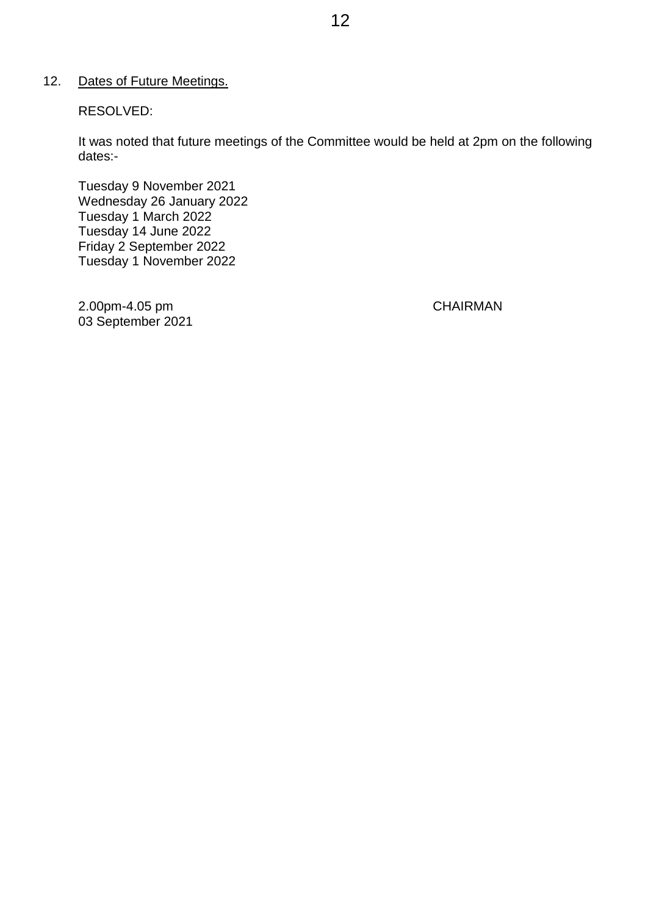12. Dates of Future Meetings.

RESOLVED:

It was noted that future meetings of the Committee would be held at 2pm on the following dates:-

Tuesday 9 November 2021
Wednesday 26 January 2022
Tuesday 1 March 2022
Tuesday 14 June 2022
Friday 2 September 2022
Tuesday 1 November 2022

2.00pm-4.05 pm
03 September 2021

CHAIRMAN